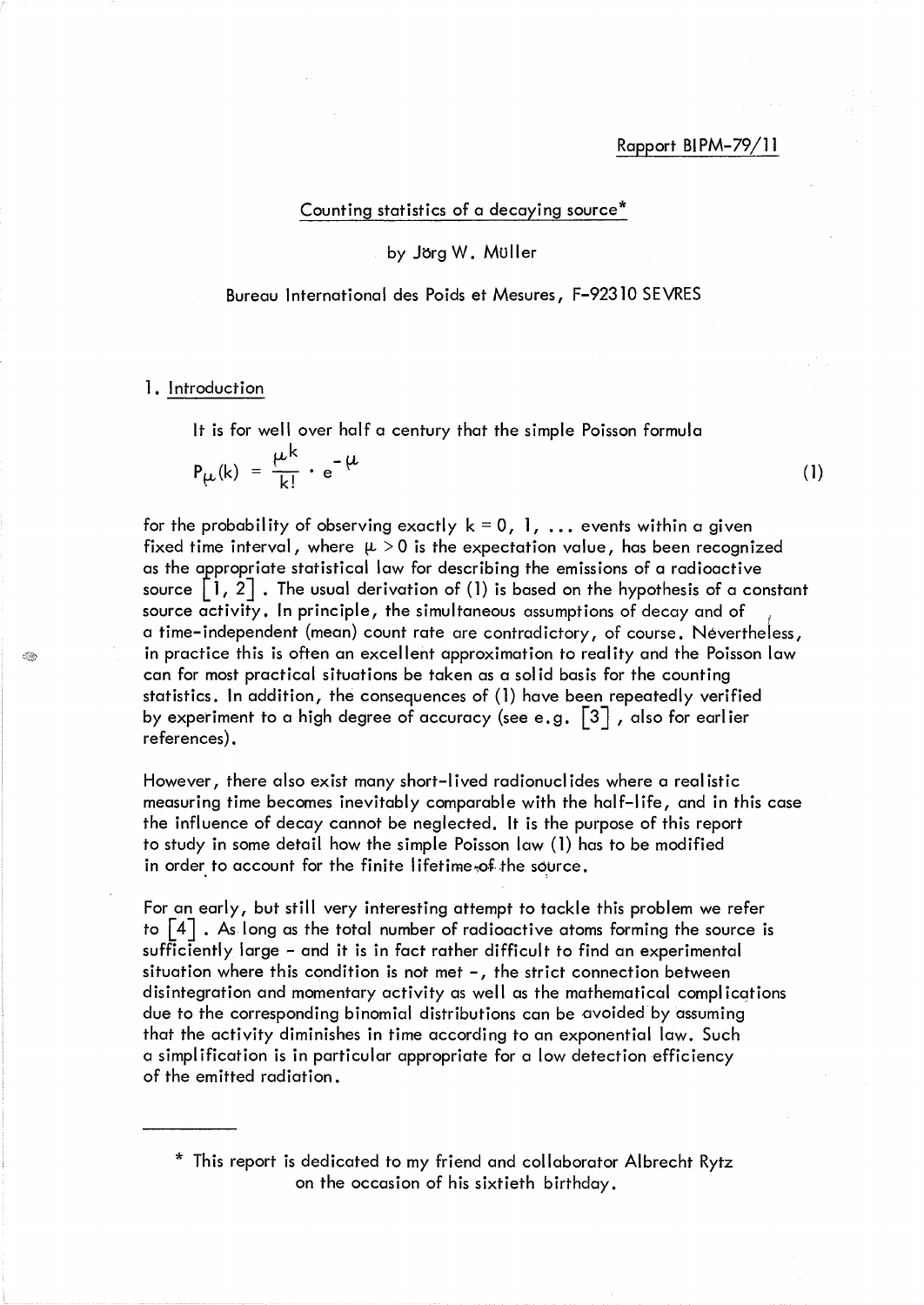Rapport BIPM-79/11

# Counting statistics of a decaying source*

by Jörg W. Müller

Bureau International des Poids et Mesures, F-92310 SEVRES

## 1. Introduction

It is for well over half a century that the simple Poisson formula

$$P_{\mu}(k) = \frac{\mu^k}{k!} \cdot e^{-\mu} \tag{1}$$

for the probability of observing exactly $k = 0, 1, \ldots$ events within a given fixed time interval, where $\mu > 0$ is the expectation value, has been recognized as the appropriate statistical law for describing the emissions of a radioactive source [1, 2]. The usual derivation of (1) is based on the hypothesis of a constant source activity. In principle, the simultaneous assumptions of decay and of a time-independent (mean) count rate are contradictory, of course. Nevertheless, in practice this is often an excellent approximation to reality and the Poisson law can for most practical situations be taken as a solid basis for the counting statistics. In addition, the consequences of (1) have been repeatedly verified by experiment to a high degree of accuracy (see e.g. [3], also for earlier references).

However, there also exist many short-lived radionuclides where a realistic measuring time becomes inevitably comparable with the half-life, and in this case the influence of decay cannot be neglected. It is the purpose of this report to study in some detail how the simple Poisson law (1) has to be modified in order to account for the finite lifetime of the source.

For an early, but still very interesting attempt to tackle this problem we refer to [4]. As long as the total number of radioactive atoms forming the source is sufficiently large - and it is in fact rather difficult to find an experimental situation where this condition is not met -, the strict connection between disintegration and momentary activity as well as the mathematical complications due to the corresponding binomial distributions can be avoided by assuming that the activity diminishes in time according to an exponential law. Such a simplification is in particular appropriate for a low detection efficiency of the emitted radiation.

---

* This report is dedicated to my friend and collaborator Albrecht Rytz on the occasion of his sixtieth birthday.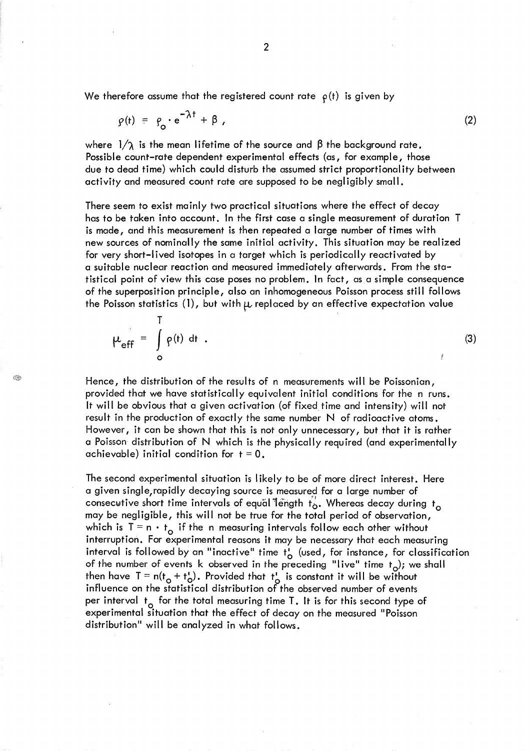We therefore assume that the registered count rate $\rho(t)$ is given by

$$\rho(t) = \rho_o \cdot e^{-\lambda t} + \beta \, , \tag{2}$$

where $1/\lambda$ is the mean lifetime of the source and $\beta$ the background rate. Possible count-rate dependent experimental effects (as, for example, those due to dead time) which could disturb the assumed strict proportionality between activity and measured count rate are supposed to be negligibly small.

There seem to exist mainly two practical situations where the effect of decay has to be taken into account. In the first case a single measurement of duration T is made, and this measurement is then repeated a large number of times with new sources of nominally the same initial activity. This situation may be realized for very short-lived isotopes in a target which is periodically reactivated by a suitable nuclear reaction and measured immediately afterwards. From the statistical point of view this case poses no problem. In fact, as a simple consequence of the superposition principle, also an inhomogeneous Poisson process still follows the Poisson statistics (1), but with $\mu$ replaced by an effective expectation value

$$\mu_{eff} = \int_0^T \rho(t) \, dt \, . \tag{3}$$

Hence, the distribution of the results of n measurements will be Poissonian, provided that we have statistically equivalent initial conditions for the n runs. It will be obvious that a given activation (of fixed time and intensity) will not result in the production of exactly the same number N of radioactive atoms. However, it can be shown that this is not only unnecessary, but that it is rather a Poisson distribution of N which is the physically required (and experimentally achievable) initial condition for $t = 0$.

The second experimental situation is likely to be of more direct interest. Here a given single, rapidly decaying source is measured for a large number of consecutive short time intervals of equal length $t_o$. Whereas decay during $t_o$ may be negligible, this will not be true for the total period of observation, which is $T = n \cdot t_o$ if the n measuring intervals follow each other without interruption. For experimental reasons it may be necessary that each measuring interval is followed by an "inactive" time $t_o'$ (used, for instance, for classification of the number of events k observed in the preceding "live" time $t_o$); we shall then have $T = n(t_o + t_o')$. Provided that $t_o'$ is constant it will be without influence on the statistical distribution of the observed number of events per interval $t_o$ for the total measuring time T. It is for this second type of experimental situation that the effect of decay on the measured "Poisson distribution" will be analyzed in what follows.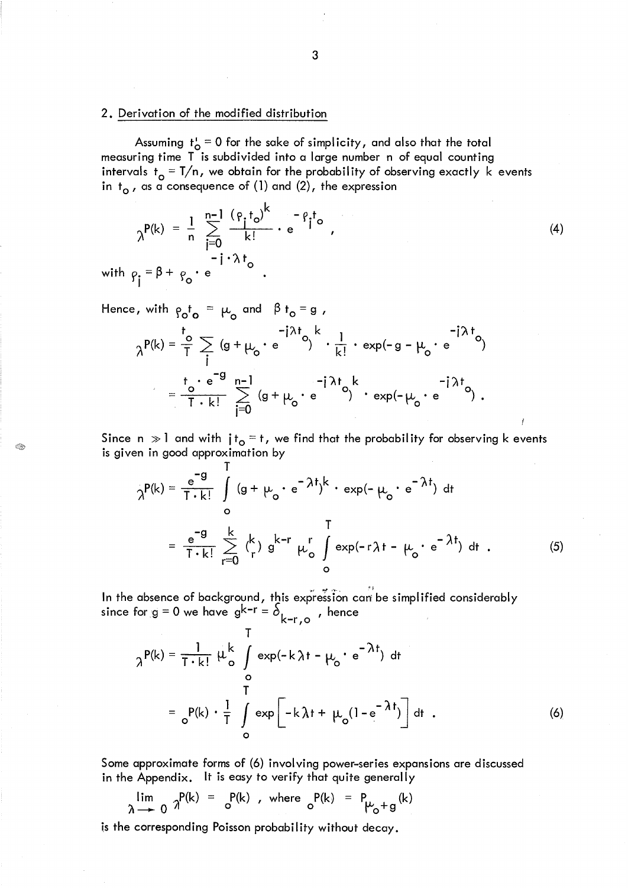## 2. Derivation of the modified distribution

Assuming $t_o' = 0$ for the sake of simplicity, and also that the total measuring time T is subdivided into a large number n of equal counting intervals $t_o = T/n$, we obtain for the probability of observing exactly k events in $t_o$, as a consequence of (1) and (2), the expression

$$
{}_{\lambda}P(k) = \frac{1}{n} \sum_{j=0}^{n-1} \frac{(\rho_j t_o)^k}{k!} \cdot e^{-\rho_j t_o} , \tag{4}
$$

with $\rho_j = \beta + \rho_o \cdot e^{-j \cdot \lambda t_o}$ .

Hence, with $\rho_o t_o = \mu_o$ and $\beta t_o = g$ ,

$$
{}_{\lambda}P(k) = \frac{t_o}{T} \sum_j (g + \mu_o \cdot e^{-j\lambda t_o})^k \cdot \frac{1}{k!} \cdot \exp(-g - \mu_o \cdot e^{-j\lambda t_o})
$$

$$
= \frac{t_o \cdot e^{-g}}{T \cdot k!} \sum_{j=0}^{n-1} (g + \mu_o \cdot e^{-j\lambda t_o})^k \cdot \exp(-\mu_o \cdot e^{-j\lambda t_o}) .
$$

Since $n \gg 1$ and with $j t_o = t$, we find that the probability for observing k events is given in good approximation by

$$
{}_{\lambda}P(k) = \frac{e^{-g}}{T \cdot k!} \int_0^T (g + \mu_o \cdot e^{-\lambda t})^k \cdot \exp(-\mu_o \cdot e^{-\lambda t}) \, dt
$$

$$
= \frac{e^{-g}}{T \cdot k!} \sum_{r=0}^{k} \binom{k}{r} g^{k-r} \mu_o^r \int_0^T \exp(-r\lambda t - \mu_o \cdot e^{-\lambda t}) \, dt . \tag{5}
$$

In the absence of background, this expression can be simplified considerably since for $g = 0$ we have $g^{k-r} = \delta_{k-r,o}$ , hence

$$
{}_{\lambda}P(k) = \frac{1}{T \cdot k!} \mu_o^k \int_0^T \exp(-k\lambda t - \mu_o \cdot e^{-\lambda t}) \, dt
$$

$$
= {}_{o}P(k) \cdot \frac{1}{T} \int_0^T \exp\left[-k\lambda t + \mu_o(1 - e^{-\lambda t})\right] dt . \tag{6}
$$

Some approximate forms of (6) involving power-series expansions are discussed in the Appendix. It is easy to verify that quite generally

$$
\lim_{\lambda \to 0} {}_{\lambda}P(k) = {}_{o}P(k) , \text{ where } {}_{o}P(k) = P_{\mu_o + g}(k)
$$

is the corresponding Poisson probability without decay.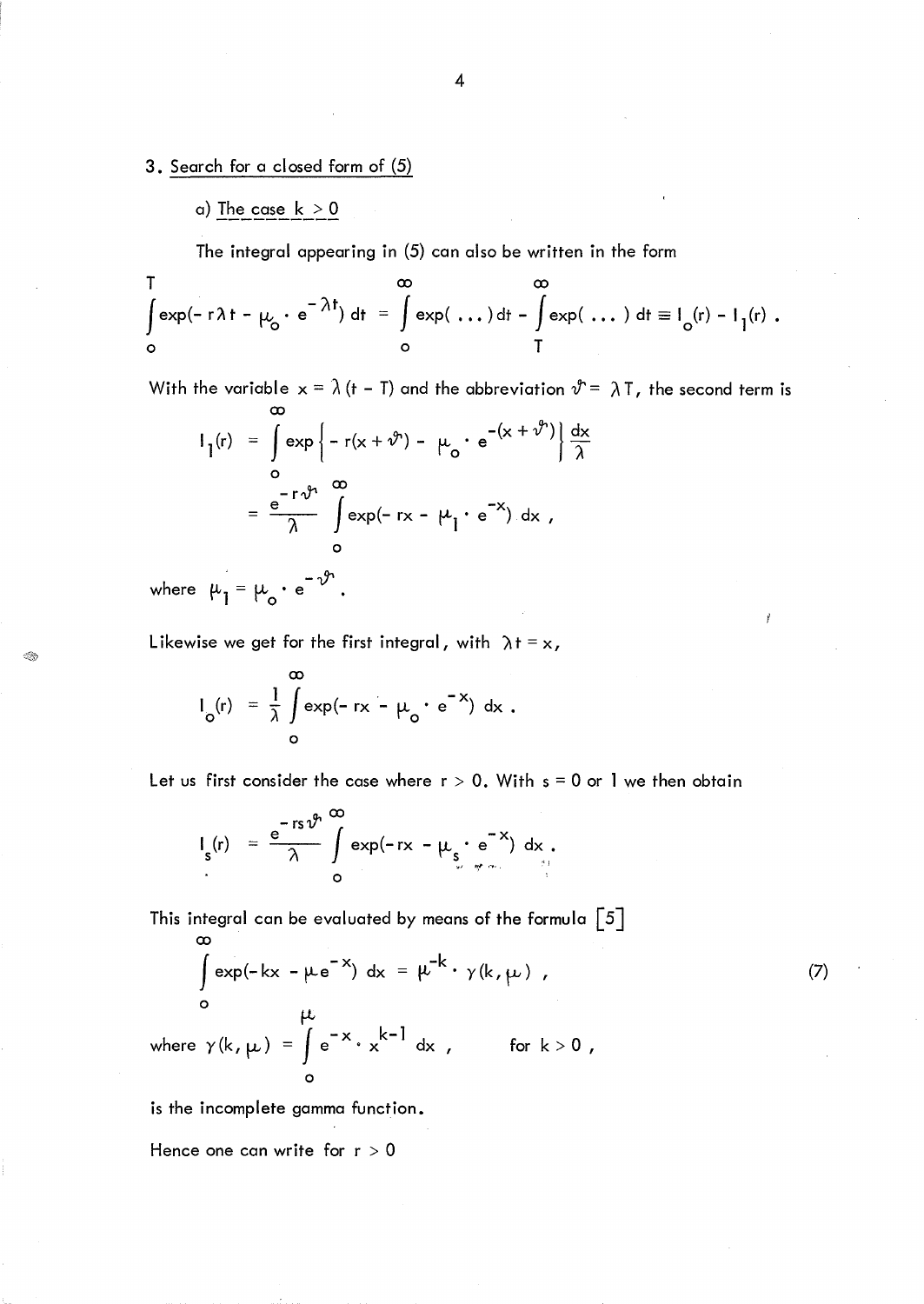## 3. Search for a closed form of (5)

### a) The case $k > 0$

The integral appearing in (5) can also be written in the form

$$\int_0^T \exp(-r\lambda t - \mu_o \cdot e^{-\lambda t})\, dt = \int_0^\infty \exp(\ \ldots\ )\, dt - \int_T^\infty \exp(\ \ldots\ )\, dt \equiv I_o(r) - I_1(r) .$$

With the variable $x = \lambda(t - T)$ and the abbreviation $\vartheta = \lambda T$, the second term is

$$I_1(r) = \int_0^\infty \exp\left\{ -r(x+\vartheta) - \mu_o \cdot e^{-(x+\vartheta)} \right\} \frac{dx}{\lambda}$$

$$= \frac{e^{-r\vartheta}}{\lambda} \int_0^\infty \exp(-rx - \mu_1 \cdot e^{-x})\, dx ,$$

where $\mu_1 = \mu_o \cdot e^{-\vartheta}$.

Likewise we get for the first integral, with $\lambda t = x$,

$$I_o(r) = \frac{1}{\lambda} \int_0^\infty \exp(-rx - \mu_o \cdot e^{-x})\, dx .$$

Let us first consider the case where $r > 0$. With $s = 0$ or $1$ we then obtain

$$I_s(r) = \frac{e^{-rs\vartheta}}{\lambda} \int_0^\infty \exp(-rx - \mu_s \cdot e^{-x})\, dx .$$

This integral can be evaluated by means of the formula [5]

$$\int_0^\infty \exp(-kx - \mu e^{-x})\, dx = \mu^{-k} \cdot \gamma(k, \mu) , \tag{7}$$

where $\gamma(k,\mu) = \int_0^\mu e^{-x} \cdot x^{k-1}\, dx$, for $k > 0$,

is the incomplete gamma function.

Hence one can write for $r > 0$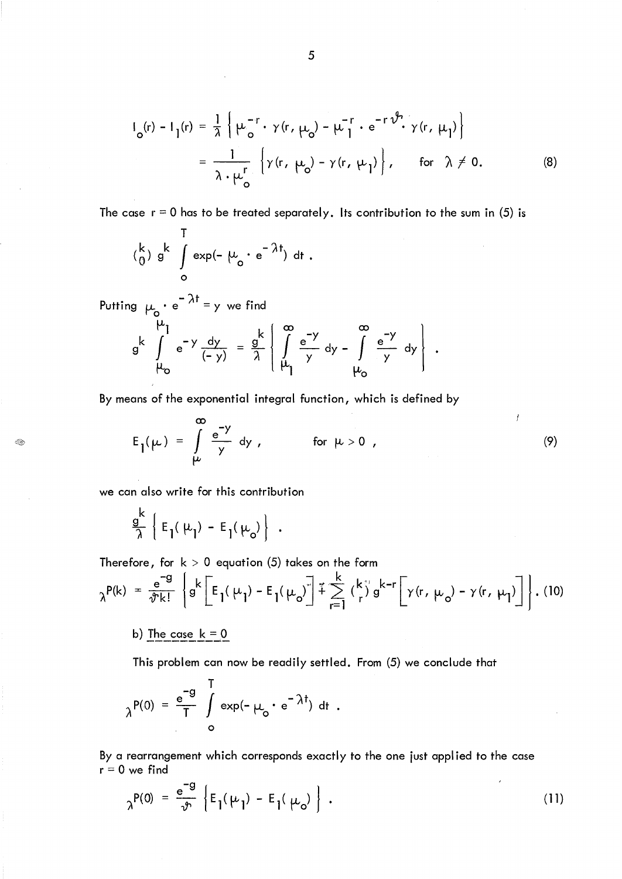$$I_o(r) - I_1(r) = \frac{1}{\lambda}\left\{\mu_o^{-r}\cdot\gamma(r,\mu_o) - \mu_1^{-r}\cdot e^{-r\vartheta}\cdot\gamma(r,\mu_1)\right\}$$

$$= \frac{1}{\lambda\cdot\mu_o^r}\left\{\gamma(r,\mu_o) - \gamma(r,\mu_1)\right\}, \qquad \text{for } \lambda \neq 0. \tag{8}$$

The case $r = 0$ has to be treated separately. Its contribution to the sum in (5) is

$$\binom{k}{0} g^k \int_0^T \exp(-\mu_o\cdot e^{-\lambda t})\, dt\,.$$

Putting $\mu_o \cdot e^{-\lambda t} = y$ we find

$$g^k \int_{\mu_o}^{\mu_1} e^{-y}\frac{dy}{(-y)} = \frac{g^k}{\lambda}\left\{\int_{\mu_1}^{\infty}\frac{e^{-y}}{y}\,dy - \int_{\mu_o}^{\infty}\frac{e^{-y}}{y}\,dy\right\}.$$

By means of the exponential integral function, which is defined by

$$E_1(\mu) = \int_{\mu}^{\infty}\frac{e^{-y}}{y}\,dy\,, \qquad \text{for } \mu > 0\,, \tag{9}$$

we can also write for this contribution

$$\frac{g^k}{\lambda}\left\{E_1(\mu_1) - E_1(\mu_o)\right\}.$$

Therefore, for $k > 0$ equation (5) takes on the form

$$_{\lambda}P(k) = \frac{e^{-g}}{\vartheta k!}\left\{g^k\left[E_1(\mu_1) - E_1(\mu_o)\right] + \sum_{r=1}^{k}\binom{k}{r}g^{k-r}\left[\gamma(r,\mu_o) - \gamma(r,\mu_1)\right]\right\}. \tag{10}$$

b) The case $k = 0$

This problem can now be readily settled. From (5) we conclude that

$$_{\lambda}P(0) = \frac{e^{-g}}{T}\int_0^T \exp(-\mu_o\cdot e^{-\lambda t})\,dt\,.$$

By a rearrangement which corresponds exactly to the one just applied to the case $r = 0$ we find

$$_{\lambda}P(0) = \frac{e^{-g}}{\vartheta}\left\{E_1(\mu_1) - E_1(\mu_o)\right\}. \tag{11}$$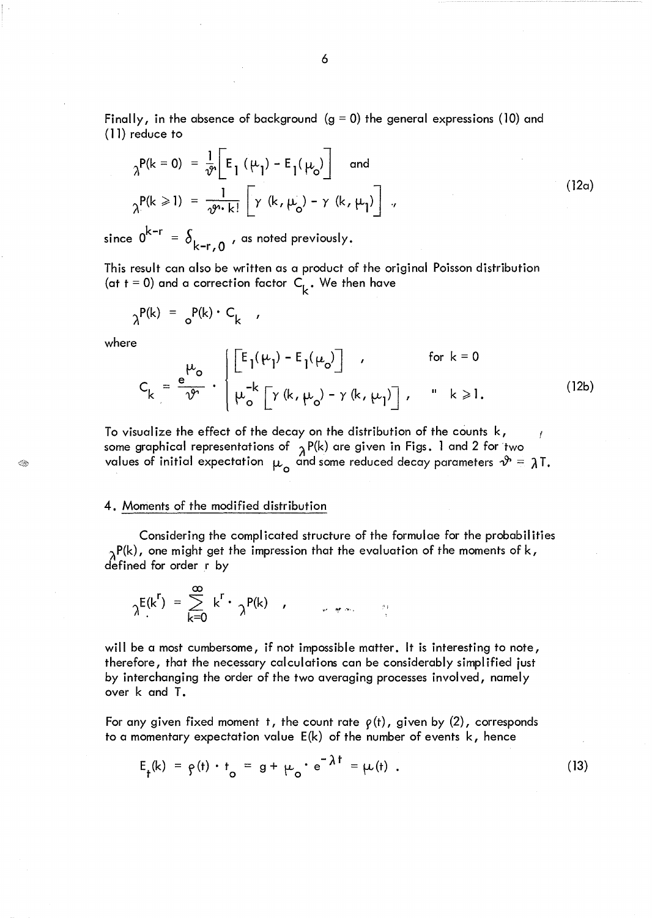Finally, in the absence of background ($g = 0$) the general expressions (10) and (11) reduce to

$$
\begin{aligned}
{}_{\lambda}P(k=0) &= \frac{1}{\vartheta}\Big[E_1(\mu_1) - E_1(\mu_o)\Big] \quad \text{and} \\
{}_{\lambda}P(k \geqslant 1) &= \frac{1}{\vartheta \cdot k!}\Big[\gamma(k,\mu_o) - \gamma(k,\mu_1)\Big] \; ,
\end{aligned}
\tag{12a}
$$

since $0^{k-r} = \delta_{k-r,0}$ , as noted previously.

This result can also be written as a product of the original Poisson distribution (at $t = 0$) and a correction factor $C_k$. We then have

$$
{}_{\lambda}P(k) = {}_{o}P(k) \cdot C_k \quad ,
$$

where

$$
C_k = \frac{e^{\mu_o}}{\vartheta} \cdot \begin{cases} \Big[E_1(\mu_1) - E_1(\mu_o)\Big] \; , & \text{for } k = 0 \\ \mu_o^{-k}\Big[\gamma(k,\mu_o) - \gamma(k,\mu_1)\Big] \; , & \text{" } k \geqslant 1. \end{cases}
\tag{12b}
$$

To visualize the effect of the decay on the distribution of the counts $k$, some graphical representations of ${}_{\lambda}P(k)$ are given in Figs. 1 and 2 for two values of initial expectation $\mu_o$ and some reduced decay parameters $\vartheta = \lambda T$.

## 4. Moments of the modified distribution

Considering the complicated structure of the formulae for the probabilities ${}_{\lambda}P(k)$, one might get the impression that the evaluation of the moments of $k$, defined for order $r$ by

$$
{}_{\lambda}E(k^r) = \sum_{k=0}^{\infty} k^r \cdot {}_{\lambda}P(k) \quad ,
$$

will be a most cumbersome, if not impossible matter. It is interesting to note, therefore, that the necessary calculations can be considerably simplified just by interchanging the order of the two averaging processes involved, namely over $k$ and $T$.

For any given fixed moment $t$, the count rate $\rho(t)$, given by (2), corresponds to a momentary expectation value $E(k)$ of the number of events $k$, hence

$$
E_t(k) = \rho(t) \cdot t_o = g + \mu_o \cdot e^{-\lambda t} = \mu(t) \; .
\tag{13}
$$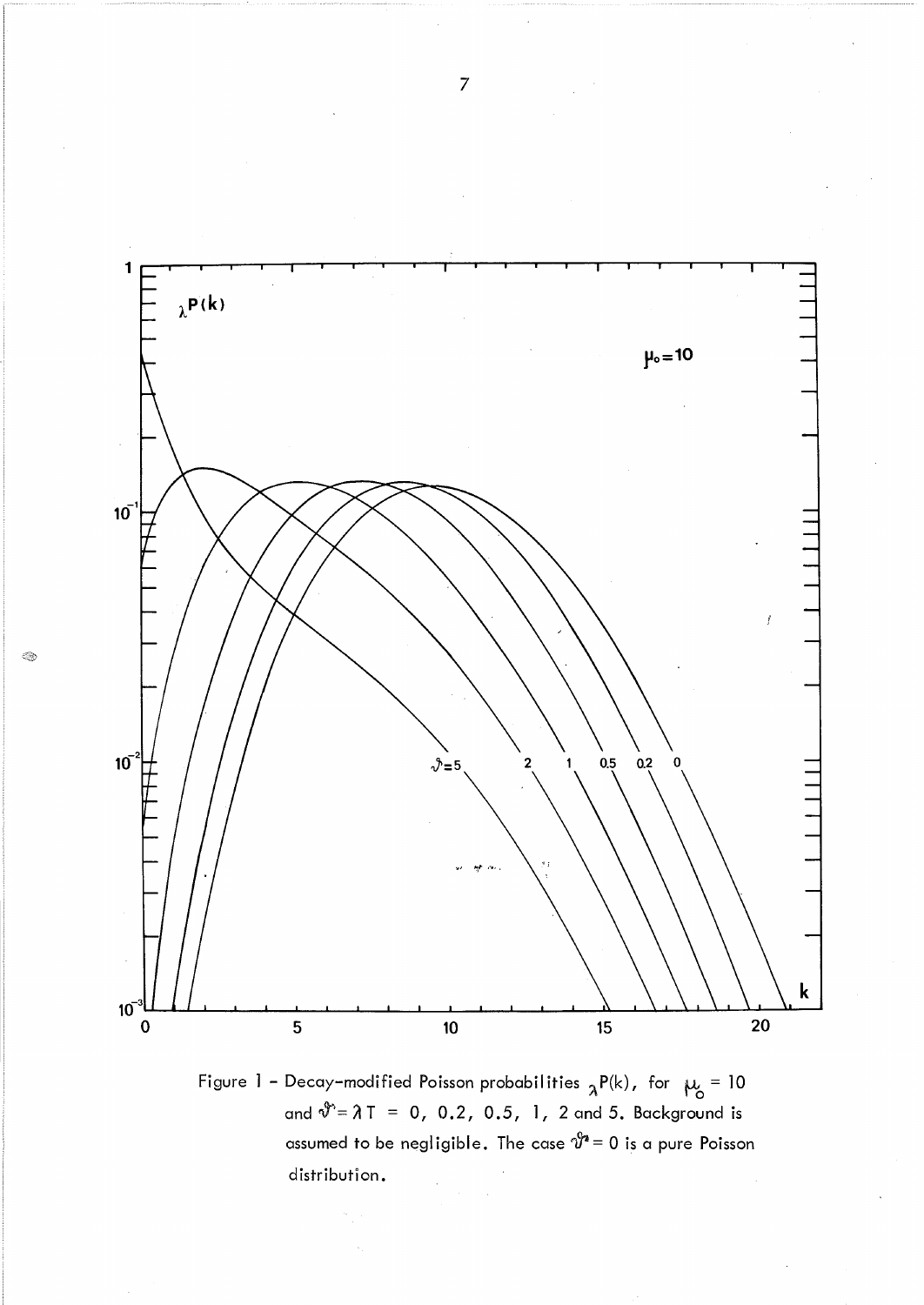Figure 1 - Decay-modified Poisson probabilities ${}_{\lambda}P(k)$, for $\mu_0 = 10$ and $\vartheta = \lambda T = 0, 0.2, 0.5, 1, 2$ and 5. Background is assumed to be negligible. The case $\vartheta = 0$ is a pure Poisson distribution.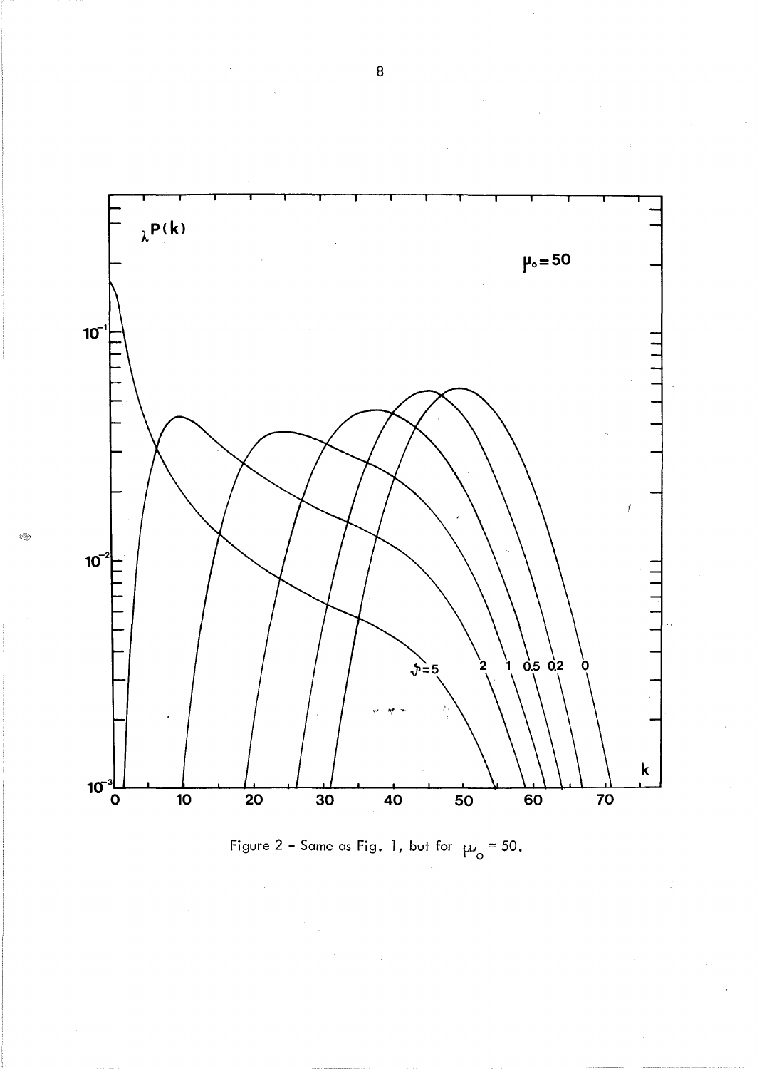Figure 2 - Same as Fig. 1, but for $\mu_o = 50$.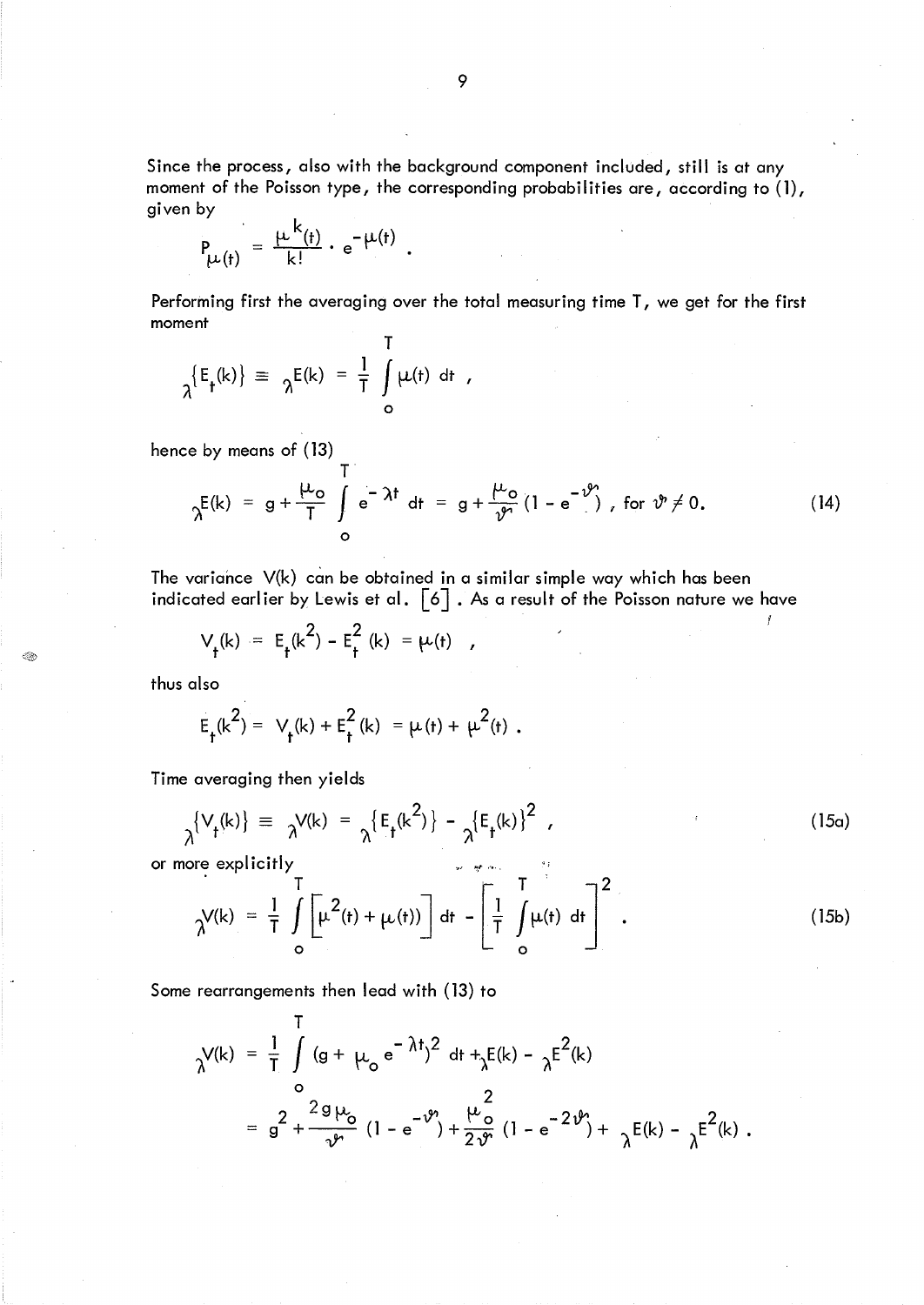Since the process, also with the background component included, still is at any moment of the Poisson type, the corresponding probabilities are, according to (1), given by

$$P_{\mu(t)} = \frac{\mu^k(t)}{k!} \cdot e^{-\mu(t)} .$$

Performing first the averaging over the total measuring time T, we get for the first moment

$$_{\lambda}\{E_t(k)\} \equiv {}_{\lambda}E(k) = \frac{1}{T} \int_0^T \mu(t)\, dt ,$$

hence by means of (13)

$$_{\lambda}E(k) = g + \frac{\mu_o}{T} \int_0^T e^{-\lambda t}\, dt = g + \frac{\mu_o}{\vartheta} (1 - e^{-\vartheta}) , \text{ for } \vartheta \neq 0. \tag{14}$$

The variance V(k) can be obtained in a similar simple way which has been indicated earlier by Lewis et al. [6] . As a result of the Poisson nature we have

$$V_t(k) = E_t(k^2) - E_t^2(k) = \mu(t) ,$$

thus also

$$E_t(k^2) = V_t(k) + E_t^2(k) = \mu(t) + \mu^2(t) .$$

Time averaging then yields

$$_{\lambda}\{V_t(k)\} \equiv {}_{\lambda}V(k) = {}_{\lambda}\{E_t(k^2)\} - {}_{\lambda}\{E_t(k)\}^2 , \tag{15a}$$

or more explicitly

$$_{\lambda}V(k) = \frac{1}{T} \int_0^T \left[\mu^2(t) + \mu(t)\right] dt - \left[\frac{1}{T} \int_0^T \mu(t)\, dt\right]^2 . \tag{15b}$$

Some rearrangements then lead with (13) to

$$\begin{aligned} {}_{\lambda}V(k) &= \frac{1}{T} \int_0^T (g + \mu_o e^{-\lambda t})^2\, dt + {}_{\lambda}E(k) - {}_{\lambda}E^2(k) \\ &= g^2 + \frac{2g\mu_o}{\vartheta} (1 - e^{-\vartheta}) + \frac{\mu_o^2}{2\vartheta} (1 - e^{-2\vartheta}) + {}_{\lambda}E(k) - {}_{\lambda}E^2(k) . \end{aligned}$$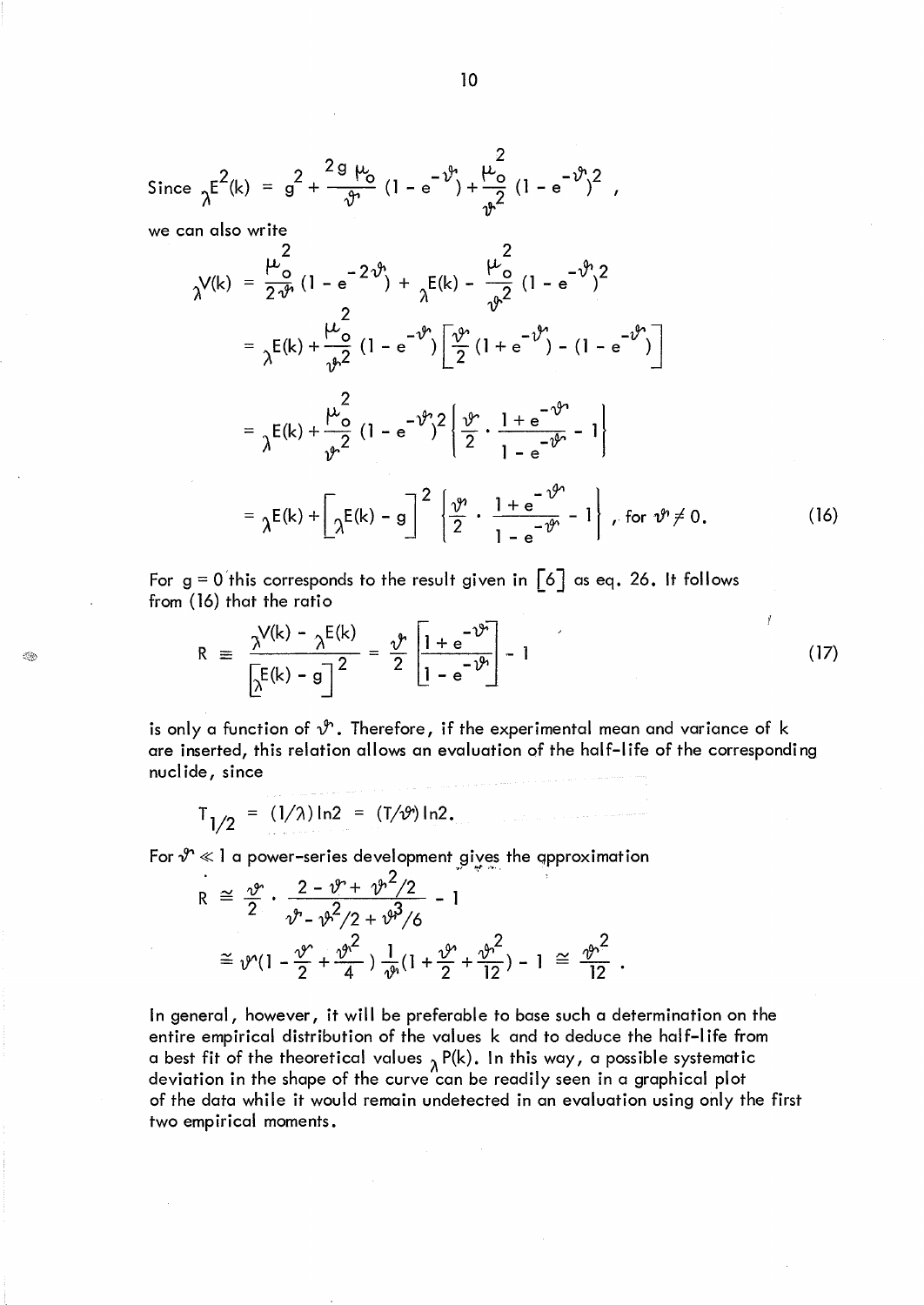Since ${}_{\lambda}E^2(k) = g^2 + \frac{2g\,\mu_o}{\vartheta}(1 - e^{-\vartheta}) + \frac{\mu_o^2}{\vartheta^2}(1 - e^{-\vartheta})^2$ ,

we can also write

$$
\begin{aligned}
{}_{\lambda}V(k) &= \frac{\mu_o^2}{2\vartheta}(1 - e^{-2\vartheta}) + {}_{\lambda}E(k) - \frac{\mu_o^2}{\vartheta^2}(1 - e^{-\vartheta})^2 \\
&= {}_{\lambda}E(k) + \frac{\mu_o^2}{\vartheta^2}(1 - e^{-\vartheta})\left[\frac{\vartheta}{2}(1 + e^{-\vartheta}) - (1 - e^{-\vartheta})\right] \\
&= {}_{\lambda}E(k) + \frac{\mu_o^2}{\vartheta^2}(1 - e^{-\vartheta})^2\left\{\frac{\vartheta}{2} \cdot \frac{1 + e^{-\vartheta}}{1 - e^{-\vartheta}} - 1\right\} \\
&= {}_{\lambda}E(k) + \left[{}_{\lambda}E(k) - g\right]^2\left\{\frac{\vartheta}{2} \cdot \frac{1 + e^{-\vartheta}}{1 - e^{-\vartheta}} - 1\right\}, \text{ for } \vartheta \neq 0.
\end{aligned}
\tag{16}
$$

For $g = 0$ this corresponds to the result given in [6] as eq. 26. It follows from (16) that the ratio

$$
R \equiv \frac{{}_{\lambda}V(k) - {}_{\lambda}E(k)}{\left[{}_{\lambda}E(k) - g\right]^2} = \frac{\vartheta}{2}\left[\frac{1 + e^{-\vartheta}}{1 - e^{-\vartheta}}\right] - 1
\tag{17}
$$

is only a function of $\vartheta$. Therefore, if the experimental mean and variance of k are inserted, this relation allows an evaluation of the half-life of the corresponding nuclide, since

$$
T_{1/2} = (1/\lambda)\ln 2 = (T/\vartheta)\ln 2.
$$

For $\vartheta \ll 1$ a power-series development gives the approximation

$$
\begin{aligned}
R &\cong \frac{\vartheta}{2} \cdot \frac{2 - \vartheta + \vartheta^2/2}{\vartheta - \vartheta^2/2 + \vartheta^3/6} - 1 \\
&\cong \vartheta\left(1 - \frac{\vartheta}{2} + \frac{\vartheta^2}{4}\right)\frac{1}{\vartheta}\left(1 + \frac{\vartheta}{2} + \frac{\vartheta^2}{12}\right) - 1 \cong \frac{\vartheta^2}{12}.
\end{aligned}
$$

In general, however, it will be preferable to base such a determination on the entire empirical distribution of the values k and to deduce the half-life from a best fit of the theoretical values ${}_{\lambda}P(k)$. In this way, a possible systematic deviation in the shape of the curve can be readily seen in a graphical plot of the data while it would remain undetected in an evaluation using only the first two empirical moments.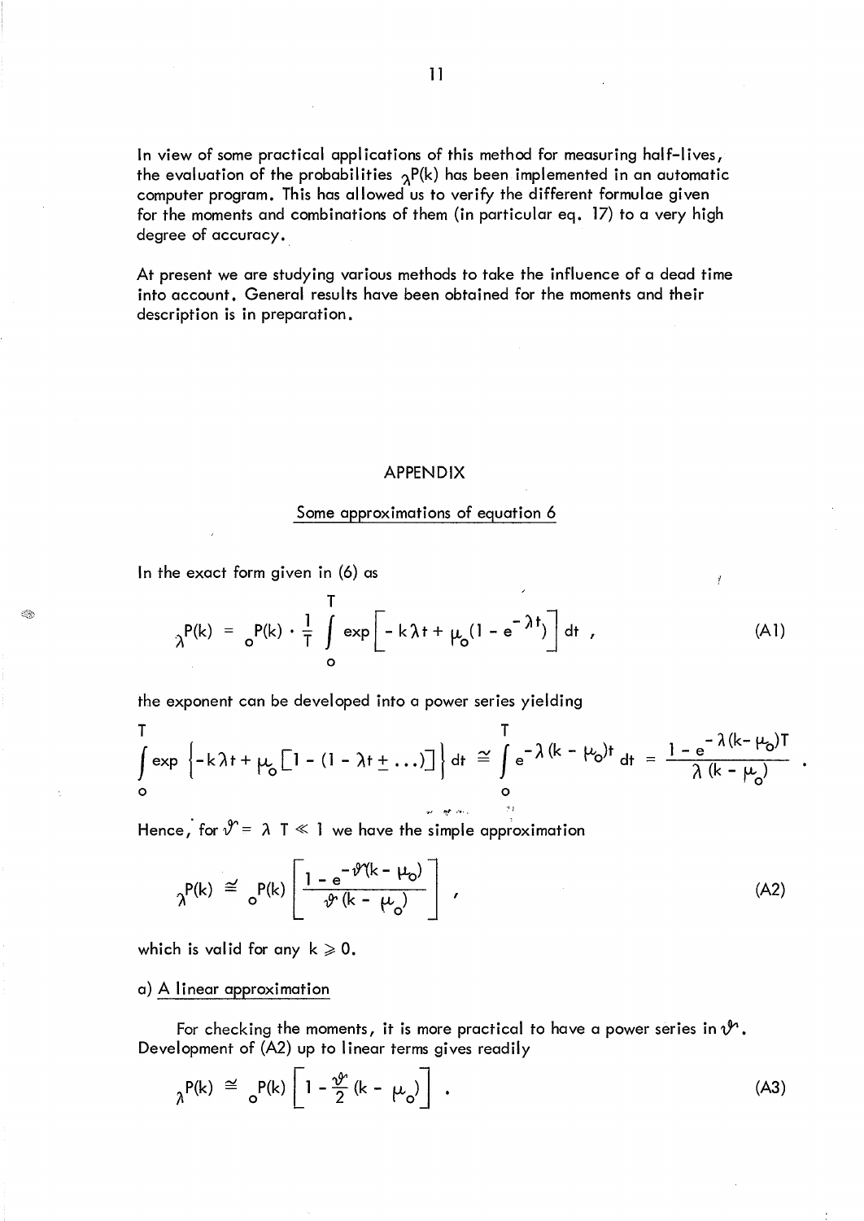In view of some practical applications of this method for measuring half-lives, the evaluation of the probabilities ${}_{\lambda}P(k)$ has been implemented in an automatic computer program. This has allowed us to verify the different formulae given for the moments and combinations of them (in particular eq. 17) to a very high degree of accuracy.

At present we are studying various methods to take the influence of a dead time into account. General results have been obtained for the moments and their description is in preparation.

## APPENDIX

### Some approximations of equation 6

In the exact form given in (6) as

$$ {}_{\lambda}P(k) = {}_{o}P(k) \cdot \frac{1}{T} \int_{o}^{T} \exp\left[ - k\lambda t + \mu_o (1 - e^{-\lambda t}) \right] dt \ , \tag{A1} $$

the exponent can be developed into a power series yielding

$$ \int_{o}^{T} \exp \left\{ -k\lambda t + \mu_o \left[ 1 - (1 - \lambda t \pm \ldots) \right] \right\} dt \cong \int_{o}^{T} e^{-\lambda (k - \mu_o) t} dt = \frac{1 - e^{-\lambda (k - \mu_o) T}}{\lambda (k - \mu_o)} \ . $$

Hence, for $\vartheta = \lambda T \ll 1$ we have the simple approximation

$$ {}_{\lambda}P(k) \cong {}_{o}P(k) \left[ \frac{1 - e^{-\vartheta (k - \mu_o)}}{\vartheta (k - \mu_o)} \right] \ , \tag{A2} $$

which is valid for any $k \geqslant 0$.

#### a) A linear approximation

For checking the moments, it is more practical to have a power series in $\vartheta$. Development of (A2) up to linear terms gives readily

$$ {}_{\lambda}P(k) \cong {}_{o}P(k) \left[ 1 - \frac{\vartheta}{2} (k - \mu_o) \right] \ . \tag{A3} $$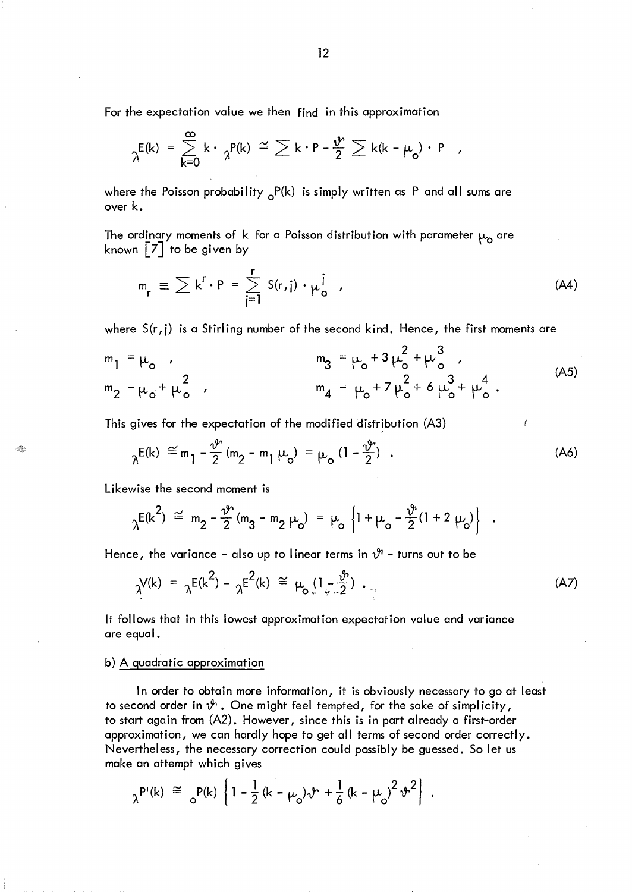For the expectation value we then find in this approximation

$$_{\lambda}E(k) = \sum_{k=0}^{\infty} k \cdot {}_{\lambda}P(k) \cong \sum k \cdot P - \frac{\vartheta}{2} \sum k(k - \mu_o) \cdot P \quad ,$$

where the Poisson probability ${}_{o}P(k)$ is simply written as P and all sums are over k.

The ordinary moments of k for a Poisson distribution with parameter $\mu_o$ are known [7] to be given by

$$m_r \equiv \sum k^r \cdot P = \sum_{j=1}^{r} S(r,j) \cdot \mu_o^j \quad , \tag{A4}$$

where $S(r,j)$ is a Stirling number of the second kind. Hence, the first moments are

$$m_1 = \mu_o \quad , \qquad m_3 = \mu_o + 3\mu_o^2 + \mu_o^3 \quad ,$$
$$m_2 = \mu_o + \mu_o^2 \quad , \qquad m_4 = \mu_o + 7\mu_o^2 + 6\mu_o^3 + \mu_o^4 \; . \tag{A5}$$

This gives for the expectation of the modified distribution (A3)

$$_{\lambda}E(k) \cong m_1 - \frac{\vartheta}{2}(m_2 - m_1\mu_o) = \mu_o\left(1 - \frac{\vartheta}{2}\right) \; . \tag{A6}$$

Likewise the second moment is

$$_{\lambda}E(k^2) \cong m_2 - \frac{\vartheta}{2}(m_3 - m_2\mu_o) = \mu_o\left\{1 + \mu_o - \frac{\vartheta}{2}(1 + 2\mu_o)\right\} \; .$$

Hence, the variance – also up to linear terms in $\vartheta$ – turns out to be

$$_{\lambda}V(k) = {}_{\lambda}E(k^2) - {}_{\lambda}E^2(k) \cong \mu_o\left(1 - \frac{\vartheta}{2}\right) \; . \tag{A7}$$

It follows that in this lowest approximation expectation value and variance are equal.

b) A quadratic approximation

In order to obtain more information, it is obviously necessary to go at least to second order in $\vartheta$. One might feel tempted, for the sake of simplicity, to start again from (A2). However, since this is in part already a first-order approximation, we can hardly hope to get all terms of second order correctly. Nevertheless, the necessary correction could possibly be guessed. So let us make an attempt which gives

$$_{\lambda}P'(k) \cong {}_{o}P(k)\left\{1 - \frac{1}{2}(k - \mu_o)\vartheta + \frac{1}{6}(k - \mu_o)^2\vartheta^2\right\} \; .$$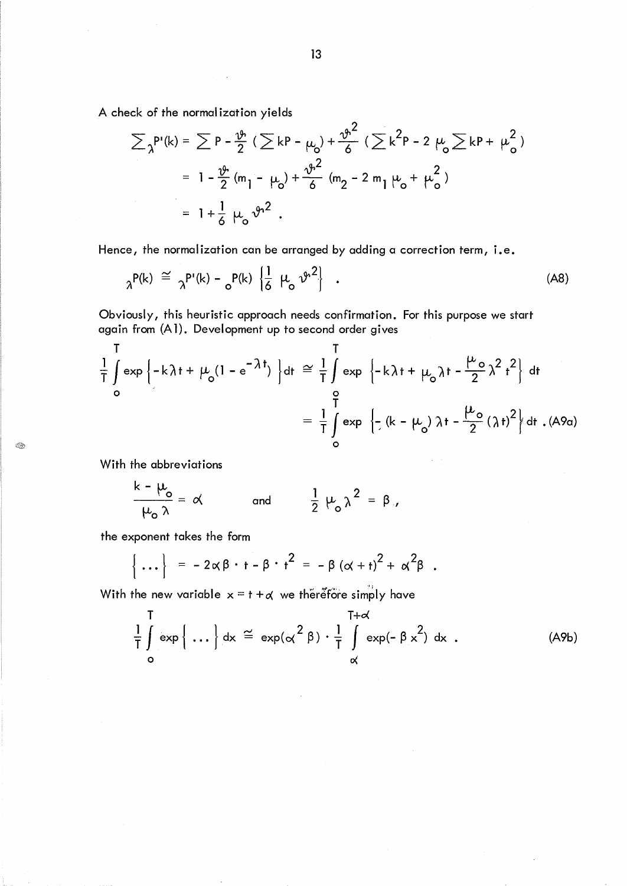A check of the normalization yields

$$\sum_{\lambda} P'(k) = \sum P - \frac{\vartheta}{2} \left( \sum kP - \mu_o \right) + \frac{\vartheta^2}{6} \left( \sum k^2 P - 2 \mu_o \sum kP + \mu_o^2 \right)$$

$$= 1 - \frac{\vartheta}{2} (m_1 - \mu_o) + \frac{\vartheta^2}{6} (m_2 - 2 m_1 \mu_o + \mu_o^2)$$

$$= 1 + \frac{1}{6} \mu_o \vartheta^2 .$$

Hence, the normalization can be arranged by adding a correction term, i.e.

$$_{\lambda}P(k) \cong {}_{\lambda}P'(k) - {}_{o}P(k) \left\{ \frac{1}{6} \mu_o \vartheta^2 \right\} . \tag{A8}$$

Obviously, this heuristic approach needs confirmation. For this purpose we start again from (A1). Development up to second order gives

$$\frac{1}{T} \int_0^T \exp\left\{ -k\lambda t + \mu_o (1 - e^{-\lambda t}) \right\} dt \cong \frac{1}{T} \int_0^T \exp\left\{ -k\lambda t + \mu_o \lambda t - \frac{\mu_o}{2} \lambda^2 t^2 \right\} dt$$

$$= \frac{1}{T} \int_0^T \exp\left\{ -(k - \mu_o) \lambda t - \frac{\mu_o}{2} (\lambda t)^2 \right\} dt . \tag{A9a}$$

With the abbreviations

$$\frac{k - \mu_o}{\mu_o \lambda} = \alpha \qquad \text{and} \qquad \frac{1}{2} \mu_o \lambda^2 = \beta ,$$

the exponent takes the form

$$\left\{ \dots \right\} = -2\alpha\beta \cdot t - \beta \cdot t^2 = -\beta (\alpha + t)^2 + \alpha^2 \beta .$$

With the new variable $x = t + \alpha$ we therefore simply have

$$\frac{1}{T} \int_0^T \exp\left\{ \dots \right\} dx \cong \exp(\alpha^2 \beta) \cdot \frac{1}{T} \int_{\alpha}^{T+\alpha} \exp(-\beta x^2) \, dx . \tag{A9b}$$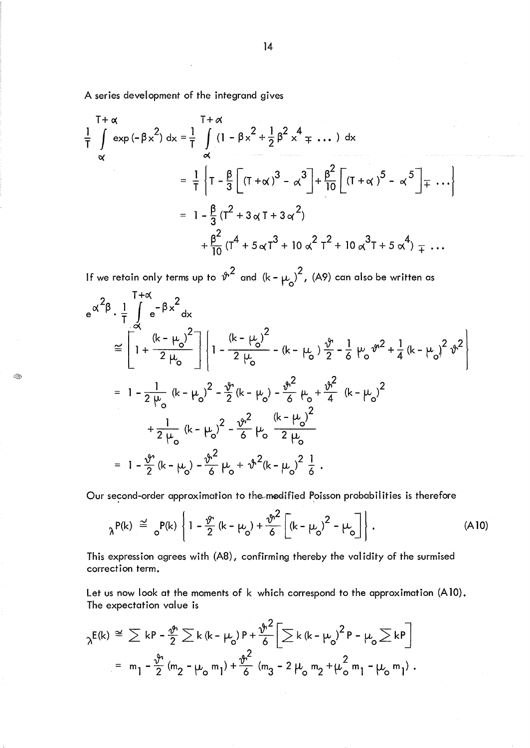A series development of the integrand gives

$$\frac{1}{T}\int_{\alpha}^{T+\alpha} \exp(-\beta x^2)\,dx = \frac{1}{T}\int_{\alpha}^{T+\alpha} (1-\beta x^2+\frac{1}{2}\beta^2 x^4 \mp \dots)\,dx$$

$$= \frac{1}{T}\left\{T - \frac{\beta}{3}\left[(T+\alpha)^3-\alpha^3\right] + \frac{\beta^2}{10}\left[(T+\alpha)^5-\alpha^5\right] \mp \dots\right\}$$

$$= 1 - \frac{\beta}{3}(T^2+3\alpha T+3\alpha^2)$$

$$+\frac{\beta^2}{10}(T^4+5\alpha T^3+10\alpha^2T^2+10\alpha^3 T+5\alpha^4)\mp \dots$$

If we retain only terms up to $\vartheta^2$ and $(k-\mu_o)^2$, (A9) can also be written as

$$e^{\alpha^2\beta}\cdot\frac{1}{T}\int_{\alpha}^{T+\alpha} e^{-\beta x^2}\,dx$$

$$\cong \left[1+\frac{(k-\mu_o)^2}{2\mu_o}\right]\left\{1-\frac{(k-\mu_o)^2}{2\mu_o}-(k-\mu_o)\frac{\vartheta}{2}-\frac{1}{6}\mu_o\vartheta^2+\frac{1}{4}(k-\mu_o)^2\vartheta^2\right\}$$

$$= 1-\frac{1}{2\mu_o}(k-\mu_o)^2-\frac{\vartheta}{2}(k-\mu_o)-\frac{\vartheta^2}{6}\mu_o+\frac{\vartheta^2}{4}(k-\mu_o)^2$$

$$+\frac{1}{2\mu_o}(k-\mu_o)^2-\frac{\vartheta^2}{6}\mu_o\frac{(k-\mu_o)^2}{2\mu_o}$$

$$= 1-\frac{\vartheta}{2}(k-\mu_o)-\frac{\vartheta^2}{6}\mu_o+\vartheta^2(k-\mu_o)^2\frac{1}{6}\,.$$

Our second-order approximation to the modified Poisson probabilities is therefore

$${}_{\lambda}P(k) \cong {}_{o}P(k)\left\{1-\frac{\vartheta}{2}(k-\mu_o)+\frac{\vartheta^2}{6}\left[(k-\mu_o)^2-\mu_o\right]\right\}. \tag{A10}$$

This expression agrees with (A8), confirming thereby the validity of the surmised correction term.

Let us now look at the moments of $k$ which correspond to the approximation (A10). The expectation value is

$${}_{\lambda}E(k) \cong \sum kP - \frac{\vartheta}{2}\sum k(k-\mu_o)P + \frac{\vartheta^2}{6}\left[\sum k(k-\mu_o)^2P - \mu_o\sum kP\right]$$

$$= m_1 - \frac{\vartheta}{2}(m_2-\mu_o m_1) + \frac{\vartheta^2}{6}(m_3-2\mu_o m_2+\mu_o^2 m_1-\mu_o m_1)\,.$$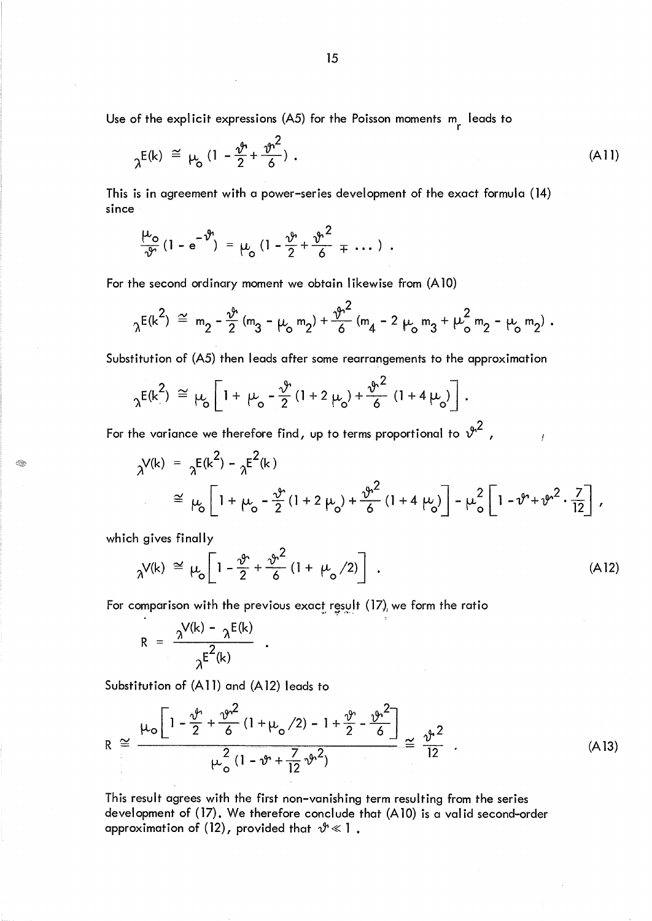Use of the explicit expressions (A5) for the Poisson moments $m_r$ leads to

$$
{}_{\lambda}E(k) \cong \mu_o \left(1 - \frac{\vartheta}{2} + \frac{\vartheta^2}{6}\right) . \tag{A11}
$$

This is in agreement with a power-series development of the exact formula (14) since

$$
\frac{\mu_o}{\vartheta}\left(1 - e^{-\vartheta}\right) = \mu_o \left(1 - \frac{\vartheta}{2} + \frac{\vartheta^2}{6} \mp \dots\right) .
$$

For the second ordinary moment we obtain likewise from (A10)

$$
{}_{\lambda}E(k^2) \cong m_2 - \frac{\vartheta}{2}\left(m_3 - \mu_o m_2\right) + \frac{\vartheta^2}{6}\left(m_4 - 2\,\mu_o m_3 + \mu_o^2 m_2 - \mu_o m_2\right) .
$$

Substitution of (A5) then leads after some rearrangements to the approximation

$$
{}_{\lambda}E(k^2) \cong \mu_o \left[1 + \mu_o - \frac{\vartheta}{2}\left(1 + 2\,\mu_o\right) + \frac{\vartheta^2}{6}\left(1 + 4\,\mu_o\right)\right] .
$$

For the variance we therefore find, up to terms proportional to $\vartheta^2$ ,

$$
\begin{aligned}
{}_{\lambda}V(k) &= {}_{\lambda}E(k^2) - {}_{\lambda}E^2(k) \\
&\cong \mu_o \left[1 + \mu_o - \frac{\vartheta}{2}\left(1 + 2\,\mu_o\right) + \frac{\vartheta^2}{6}\left(1 + 4\,\mu_o\right)\right] - \mu_o^2\left[1 - \vartheta + \vartheta^2 \cdot \frac{7}{12}\right] ,
\end{aligned}
$$

which gives finally

$$
{}_{\lambda}V(k) \cong \mu_o \left[1 - \frac{\vartheta}{2} + \frac{\vartheta^2}{6}\left(1 + \mu_o/2\right)\right] . \tag{A12}
$$

For comparison with the previous exact result (17), we form the ratio

$$
R = \frac{{}_{\lambda}V(k) - {}_{\lambda}E(k)}{{}_{\lambda}E^2(k)} .
$$

Substitution of (A11) and (A12) leads to

$$
R \cong \frac{\mu_o \left[1 - \frac{\vartheta}{2} + \frac{\vartheta^2}{6}\left(1 + \mu_o/2\right) - 1 + \frac{\vartheta}{2} - \frac{\vartheta^2}{6}\right]}{\mu_o^2\left(1 - \vartheta + \frac{7}{12}\vartheta^2\right)} \cong \frac{\vartheta^2}{12} . \tag{A13}
$$

This result agrees with the first non-vanishing term resulting from the series development of (17). We therefore conclude that (A10) is a valid second-order approximation of (12), provided that $\vartheta \ll 1$ .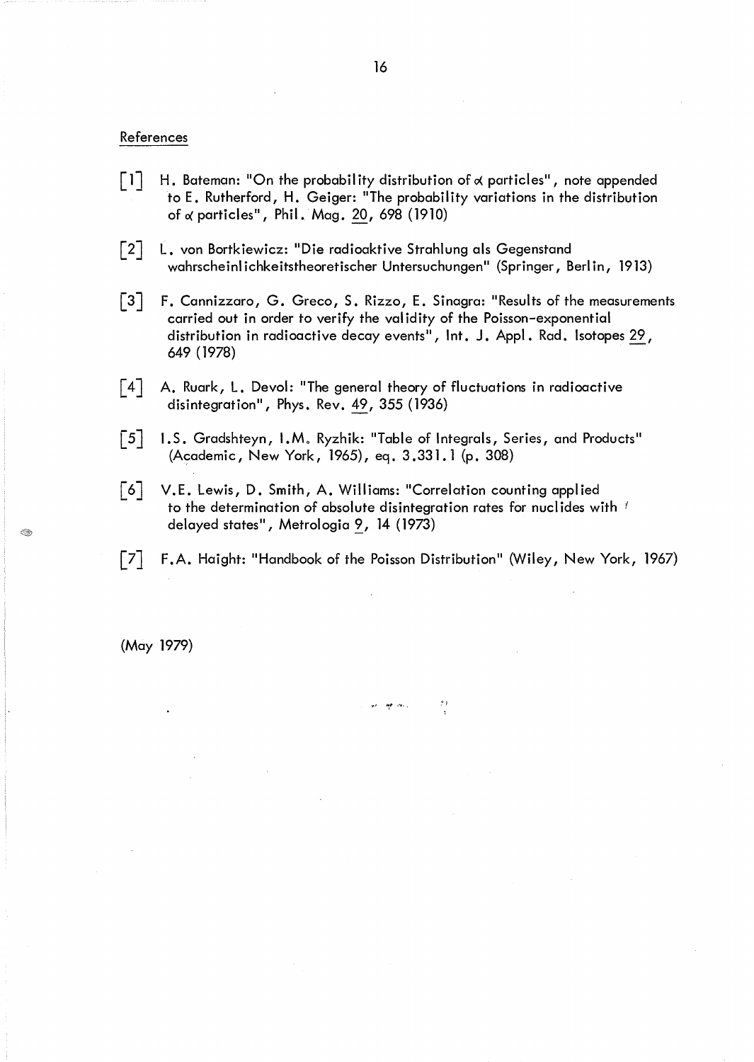## References

[1] H. Bateman: "On the probability distribution of $\alpha$ particles", note appended to E. Rutherford, H. Geiger: "The probability variations in the distribution of $\alpha$ particles", Phil. Mag. 20, 698 (1910)

[2] L. von Bortkiewicz: "Die radioaktive Strahlung als Gegenstand wahrscheinlichkeitstheoretischer Untersuchungen" (Springer, Berlin, 1913)

[3] F. Cannizzaro, G. Greco, S. Rizzo, E. Sinagra: "Results of the measurements carried out in order to verify the validity of the Poisson-exponential distribution in radioactive decay events", Int. J. Appl. Rad. Isotopes 29, 649 (1978)

[4] A. Ruark, L. Devol: "The general theory of fluctuations in radioactive disintegration", Phys. Rev. 49, 355 (1936)

[5] I.S. Gradshteyn, I.M. Ryzhik: "Table of Integrals, Series, and Products" (Academic, New York, 1965), eq. 3.331.1 (p. 308)

[6] V.E. Lewis, D. Smith, A. Williams: "Correlation counting applied to the determination of absolute disintegration rates for nuclides with delayed states", Metrologia 9, 14 (1973)

[7] F.A. Haight: "Handbook of the Poisson Distribution" (Wiley, New York, 1967)

(May 1979)